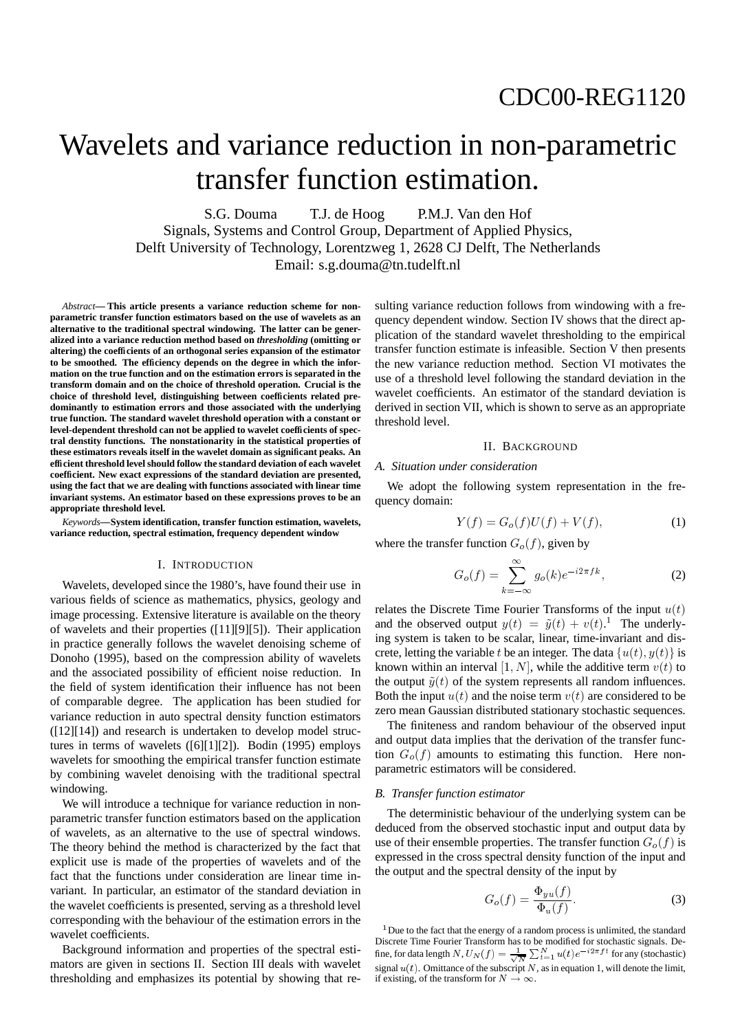CDC00-REG1120

# Wavelets and variance reduction in non-parametric transfer function estimation.

S.G. Douma T.J. de Hoog P.M.J. Van den Hof
Signals, Systems and Control Group, Department of Applied Physics,
Delft University of Technology, Lorentzweg 1, 2628 CJ Delft, The Netherlands
Email: s.g.douma@tn.tudelft.nl

*Abstract*— **This article presents a variance reduction scheme for non-parametric transfer function estimators based on the use of wavelets as an alternative to the traditional spectral windowing. The latter can be generalized into a variance reduction method based on *thresholding* (omitting or altering) the coefficients of an orthogonal series expansion of the estimator to be smoothed. The efficiency depends on the degree in which the information on the true function and on the estimation errors is separated in the transform domain and on the choice of threshold operation. Crucial is the choice of threshold level, distinguishing between coefficients related predominantly to estimation errors and those associated with the underlying true function. The standard wavelet threshold operation with a constant or level-dependent threshold can not be applied to wavelet coefficients of spectral denstity functions. The nonstationarity in the statistical properties of these estimators reveals itself in the wavelet domain as significant peaks. An efficient threshold level should follow the standard deviation of each wavelet coefficient. New exact expressions of the standard deviation are presented, using the fact that we are dealing with functions associated with linear time invariant systems. An estimator based on these expressions proves to be an appropriate threshold level.**

*Keywords*—**System identification, transfer function estimation, wavelets, variance reduction, spectral estimation, frequency dependent window**

## I. Introduction

Wavelets, developed since the 1980's, have found their use in various fields of science as mathematics, physics, geology and image processing. Extensive literature is available on the theory of wavelets and their properties ([11][9][5]). Their application in practice generally follows the wavelet denoising scheme of Donoho (1995), based on the compression ability of wavelets and the associated possibility of efficient noise reduction. In the field of system identification their influence has not been of comparable degree. The application has been studied for variance reduction in auto spectral density function estimators ([12][14]) and research is undertaken to develop model structures in terms of wavelets ([6][1][2]). Bodin (1995) employs wavelets for smoothing the empirical transfer function estimate by combining wavelet denoising with the traditional spectral windowing.

We will introduce a technique for variance reduction in non-parametric transfer function estimators based on the application of wavelets, as an alternative to the use of spectral windows. The theory behind the method is characterized by the fact that explicit use is made of the properties of wavelets and of the fact that the functions under consideration are linear time invariant. In particular, an estimator of the standard deviation in the wavelet coefficients is presented, serving as a threshold level corresponding with the behaviour of the estimation errors in the wavelet coefficients.

Background information and properties of the spectral estimators are given in sections II. Section III deals with wavelet thresholding and emphasizes its potential by showing that resulting variance reduction follows from windowing with a frequency dependent window. Section IV shows that the direct application of the standard wavelet thresholding to the empirical transfer function estimate is infeasible. Section V then presents the new variance reduction method. Section VI motivates the use of a threshold level following the standard deviation in the wavelet coefficients. An estimator of the standard deviation is derived in section VII, which is shown to serve as an appropriate threshold level.

## II. Background

### A. Situation under consideration

We adopt the following system representation in the frequency domain:

$$Y(f) = G_o(f)U(f) + V(f), \tag{1}$$

where the transfer function $G_o(f)$, given by

$$G_o(f) = \sum_{k=-\infty}^{\infty} g_o(k)e^{-i2\pi fk}, \tag{2}$$

relates the Discrete Time Fourier Transforms of the input $u(t)$ and the observed output $y(t) = \tilde{y}(t) + v(t)$.[1] The underlying system is taken to be scalar, linear, time-invariant and discrete, letting the variable $t$ be an integer. The data $\{u(t), y(t)\}$ is known within an interval $[1, N]$, while the additive term $v(t)$ to the output $\tilde{y}(t)$ of the system represents all random influences. Both the input $u(t)$ and the noise term $v(t)$ are considered to be zero mean Gaussian distributed stationary stochastic sequences.

The finiteness and random behaviour of the observed input and output data implies that the derivation of the transfer function $G_o(f)$ amounts to estimating this function. Here non-parametric estimators will be considered.

### B. Transfer function estimator

The deterministic behaviour of the underlying system can be deduced from the observed stochastic input and output data by use of their ensemble properties. The transfer function $G_o(f)$ is expressed in the cross spectral density function of the input and the output and the spectral density of the input by

$$G_o(f) = \frac{\Phi_{yu}(f)}{\Phi_u(f)}. \tag{3}$$

[1] Due to the fact that the energy of a random process is unlimited, the standard Discrete Time Fourier Transform has to be modified for stochastic signals. Define, for data length $N$, $U_N(f) = \frac{1}{\sqrt{N}}\sum_{t=1}^{N} u(t)e^{-i2\pi ft}$ for any (stochastic) signal $u(t)$. Omittance of the subscript $N$, as in equation 1, will denote the limit, if existing, of the transform for $N \to \infty$.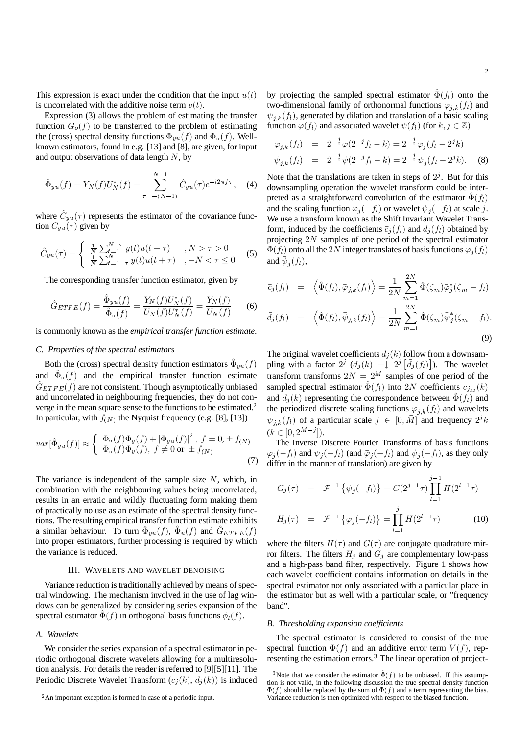This expression is exact under the condition that the input $u(t)$ is uncorrelated with the additive noise term $v(t)$.

Expression (3) allows the problem of estimating the transfer function $G_o(f)$ to be transferred to the problem of estimating the (cross) spectral density functions $\Phi_{yu}(f)$ and $\Phi_u(f)$. Well-known estimators, found in e.g. [13] and [8], are given, for input and output observations of data length $N$, by

$$\hat{\Phi}_{yu}(f) = Y_N(f)U_N^*(f) = \sum_{\tau=-(N-1)}^{N-1} \hat{C}_{yu}(\tau)e^{-i2\pi f\tau}, \quad (4)$$

where $\hat{C}_{yu}(\tau)$ represents the estimator of the covariance function $C_{yu}(\tau)$ given by

$$\hat{C}_{yu}(\tau) = \begin{cases} \frac{1}{N}\sum_{t=1}^{N-\tau} y(t)u(t+\tau) & , N > \tau > 0 \\ \frac{1}{N}\sum_{t=1-\tau}^{N} y(t)u(t+\tau) & , -N < \tau \leq 0 \end{cases} \quad (5)$$

The corresponding transfer function estimator, given by

$$\hat{G}_{ETFE}(f) = \frac{\hat{\Phi}_{yu}(f)}{\hat{\Phi}_u(f)} = \frac{Y_N(f)U_N^*(f)}{U_N(f)U_N^*(f)} = \frac{Y_N(f)}{U_N(f)} \quad (6)$$

is commonly known as the *empirical transfer function estimate*.

### C. Properties of the spectral estimators

Both the (cross) spectral density function estimators $\hat{\Phi}_{yu}(f)$ and $\hat{\Phi}_u(f)$ and the empirical transfer function estimate $\hat{G}_{ETFE}(f)$ are not consistent. Though asymptotically unbiased and uncorrelated in neighbouring frequencies, they do not converge in the mean square sense to the functions to be estimated.[2] In particular, with $f_{(N)}$ the Nyquist frequency (e.g. [8], [13])

$$var[\hat{\Phi}_{yu}(f)] \approx \begin{cases} \Phi_u(f)\Phi_y(f) + |\Phi_{yu}(f)|^2, \ f = 0, \pm f_{(N)} \\ \Phi_u(f)\Phi_y(f), \ f \neq 0 \text{ or } \pm f_{(N)} \end{cases} \quad (7)$$

The variance is independent of the sample size $N$, which, in combination with the neighbouring values being uncorrelated, results in an erratic and wildly fluctuating form making them of practically no use as an estimate of the spectral density functions. The resulting empirical transfer function estimate exhibits a similar behaviour. To turn $\hat{\Phi}_{yu}(f)$, $\hat{\Phi}_u(f)$ and $\hat{G}_{ETFE}(f)$ into proper estimators, further processing is required by which the variance is reduced.

## III. Wavelets and wavelet denoising

Variance reduction is traditionally achieved by means of spectral windowing. The mechanism involved in the use of lag windows can be generalized by considering series expansion of the spectral estimator $\hat{\Phi}(f)$ in orthogonal basis functions $\phi_l(f)$.

### A. Wavelets

We consider the series expansion of a spectral estimator in periodic orthogonal discrete wavelets allowing for a multiresolution analysis. For details the reader is referred to [9][5][11]. The Periodic Discrete Wavelet Transform ($c_j(k)$, $d_j(k)$) is induced by projecting the sampled spectral estimator $\hat{\Phi}(f_l)$ onto the two-dimensional family of orthonormal functions $\varphi_{j,k}(f_l)$ and $\psi_{j,k}(f_l)$, generated by dilation and translation of a basic scaling function $\varphi(f_l)$ and associated wavelet $\psi(f_l)$ (for $k, j \in \mathbb{Z}$)

$$\begin{aligned} \varphi_{j,k}(f_l) &= 2^{-\frac{j}{2}}\varphi(2^{-j}f_l - k) = 2^{-\frac{j}{2}}\varphi_j(f_l - 2^j k) \\ \psi_{j,k}(f_l) &= 2^{-\frac{j}{2}}\psi(2^{-j}f_l - k) = 2^{-\frac{j}{2}}\psi_j(f_l - 2^j k). \end{aligned} \quad (8)$$

Note that the translations are taken in steps of $2^j$. But for this downsampling operation the wavelet transform could be interpreted as a straightforward convolution of the estimator $\hat{\Phi}(f_l)$ and the scaling function $\varphi_j(-f_l)$ or wavelet $\psi_j(-f_l)$ at scale $j$. We use a transform known as the Shift Invariant Wavelet Transform, induced by the coefficients $\bar{c}_j(f_l)$ and $\bar{d}_j(f_l)$ obtained by projecting $2N$ samples of one period of the spectral estimator $\hat{\Phi}(f_l)$ onto all the $2N$ integer translates of basis functions $\bar{\varphi}_j(f_l)$ and $\bar{\psi}_j(f_l)$,

$$\begin{aligned} \bar{c}_j(f_l) &= \left\langle \hat{\Phi}(f_l), \bar{\varphi}_{j,k}(f_l) \right\rangle = \frac{1}{2N}\sum_{m=1}^{2N} \hat{\Phi}(\zeta_m)\bar{\varphi}_j^*(\zeta_m - f_l) \\ \bar{d}_j(f_l) &= \left\langle \hat{\Phi}(f_l), \bar{\psi}_{j,k}(f_l) \right\rangle = \frac{1}{2N}\sum_{m=1}^{2N} \hat{\Phi}(\zeta_m)\bar{\psi}_j^*(\zeta_m - f_l). \end{aligned} \quad (9)$$

The original wavelet coefficients $d_j(k)$ follow from a downsampling with a factor $2^j$ ($d_j(k) = \downarrow 2^j \left[\bar{d}_j(f_l)\right]$). The wavelet transform transforms $2N = 2^{\bar{M}}$ samples of one period of the sampled spectral estimator $\hat{\Phi}(f_l)$ into $2N$ coefficients $c_{j_M}(k)$ and $d_j(k)$ representing the correspondence between $\hat{\Phi}(f_l)$ and the periodized discrete scaling functions $\varphi_{j,k}(f_l)$ and wavelets $\psi_{j,k}(f_l)$ of a particular scale $j \in [0, \bar{M}]$ and frequency $2^j k$ ($k \in [0, 2^{\bar{M}-j}]$).

The Inverse Discrete Fourier Transforms of basis functions $\varphi_j(-f_l)$ and $\psi_j(-f_l)$ (and $\bar{\varphi}_j(-f_l)$ and $\bar{\psi}_j(-f_l)$, as they only differ in the manner of translation) are given by

$$\begin{aligned} G_j(\tau) &= \mathcal{F}^{-1}\left\{\psi_j(-f_l)\right\} = G(2^{j-1}\tau)\prod_{l=1}^{j-1} H(2^{l-1}\tau) \\ H_j(\tau) &= \mathcal{F}^{-1}\left\{\varphi_j(-f_l)\right\} = \prod_{l=1}^{j} H(2^{l-1}\tau) \end{aligned} \quad (10)$$

where the filters $H(\tau)$ and $G(\tau)$ are conjugate quadrature mirror filters. The filters $H_j$ and $G_j$ are complementary low-pass and a high-pass band filter, respectively. Figure 1 shows how each wavelet coefficient contains information on details in the spectral estimator not only associated with a particular place in the estimator but as well with a particular scale, or "frequency band".

### B. Thresholding expansion coefficients

The spectral estimator is considered to consist of the true spectral function $\Phi(f)$ and an additive error term $V(f)$, representing the estimation errors.[3] The linear operation of project-

---

[2] An important exception is formed in case of a periodic input.

[3] Note that we consider the estimator $\hat{\Phi}(f)$ to be unbiased. If this assumption is not valid, in the following discussion the true spectral density function $\Phi(f)$ should be replaced by the sum of $\Phi(f)$ and a term representing the bias. Variance reduction is then optimized with respect to the biased function.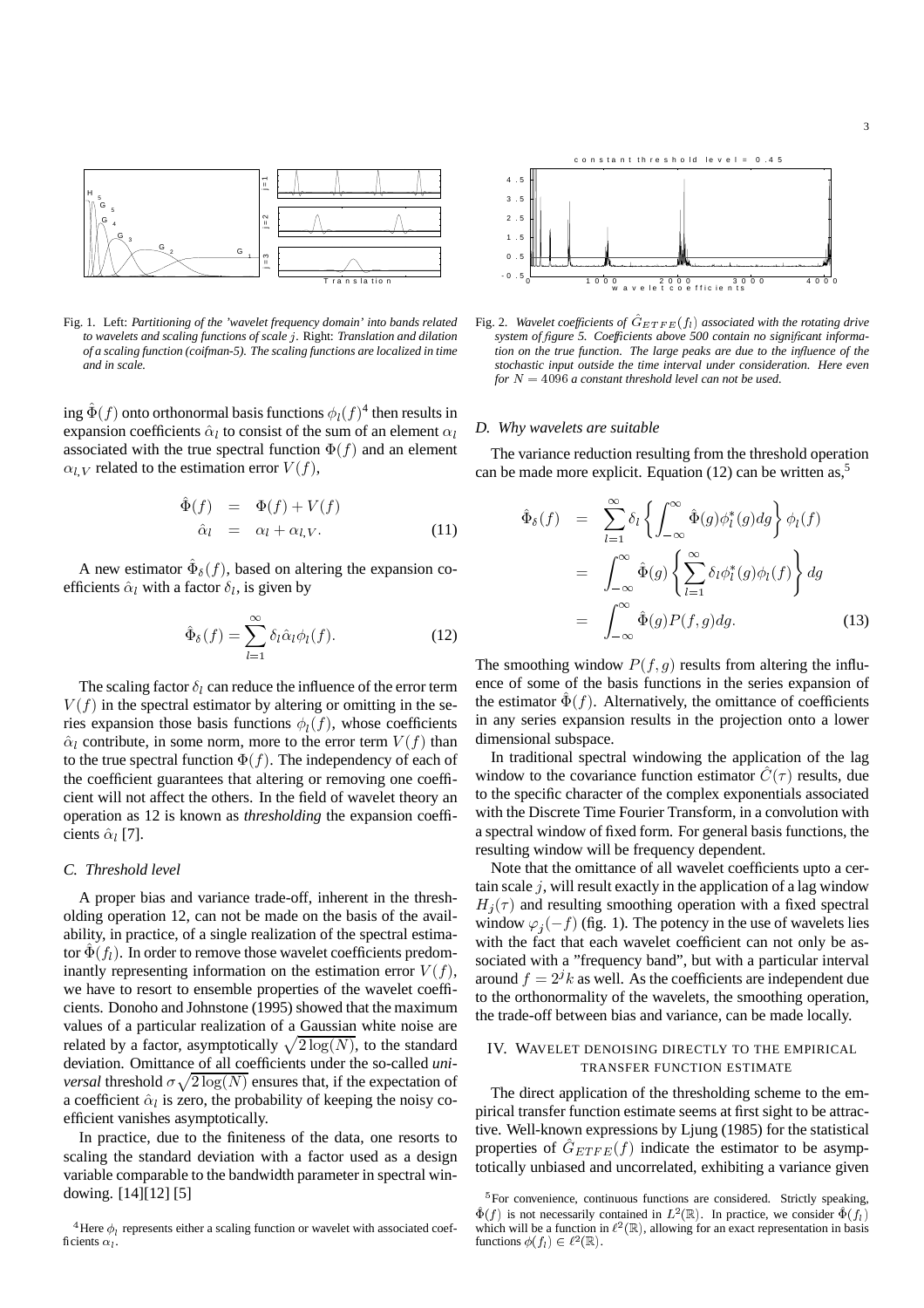Fig. 1. Left: *Partitioning of the 'wavelet frequency domain' into bands related to wavelets and scaling functions of scale $j$.* Right: *Translation and dilation of a scaling function (coifman-5). The scaling functions are localized in time and in scale.*

ing $\hat{\Phi}(f)$ onto orthonormal basis functions $\phi_l(f)$[4] then results in expansion coefficients $\hat{\alpha}_l$ to consist of the sum of an element $\alpha_l$ associated with the true spectral function $\Phi(f)$ and an element $\alpha_{l,V}$ related to the estimation error $V(f)$,

$$\begin{aligned} \hat{\Phi}(f) &= \Phi(f) + V(f) \\ \hat{\alpha}_l &= \alpha_l + \alpha_{l,V}. \end{aligned} \tag{11}$$

A new estimator $\hat{\Phi}_\delta(f)$, based on altering the expansion coefficients $\hat{\alpha}_l$ with a factor $\delta_l$, is given by

$$\hat{\Phi}_\delta(f) = \sum_{l=1}^{\infty} \delta_l \hat{\alpha}_l \phi_l(f). \tag{12}$$

The scaling factor $\delta_l$ can reduce the influence of the error term $V(f)$ in the spectral estimator by altering or omitting in the series expansion those basis functions $\phi_l(f)$, whose coefficients $\hat{\alpha}_l$ contribute, in some norm, more to the error term $V(f)$ than to the true spectral function $\Phi(f)$. The independency of each of the coefficient guarantees that altering or removing one coefficient will not affect the others. In the field of wavelet theory an operation as 12 is known as *thresholding* the expansion coefficients $\hat{\alpha}_l$ [7].

### C. Threshold level

A proper bias and variance trade-off, inherent in the thresholding operation 12, can not be made on the basis of the availability, in practice, of a single realization of the spectral estimator $\hat{\Phi}(f_l)$. In order to remove those wavelet coefficients predominantly representing information on the estimation error $V(f)$, we have to resort to ensemble properties of the wavelet coefficients. Donoho and Johnstone (1995) showed that the maximum values of a particular realization of a Gaussian white noise are related by a factor, asymptotically $\sqrt{2\log(N)}$, to the standard deviation. Omittance of all coefficients under the so-called *universal* threshold $\sigma\sqrt{2\log(N)}$ ensures that, if the expectation of a coefficient $\hat{\alpha}_l$ is zero, the probability of keeping the noisy coefficient vanishes asymptotically.

In practice, due to the finiteness of the data, one resorts to scaling the standard deviation with a factor used as a design variable comparable to the bandwidth parameter in spectral windowing. [14][12] [5]

[4] Here $\phi_l$ represents either a scaling function or wavelet with associated coefficients $\alpha_l$.

Fig. 2. *Wavelet coefficients of $\hat{G}_{ETFE}(f_l)$ associated with the rotating drive system of figure 5. Coefficients above 500 contain no significant information on the true function. The large peaks are due to the influence of the stochastic input outside the time interval under consideration. Here even for $N = 4096$ a constant threshold level can not be used.*

### D. Why wavelets are suitable

The variance reduction resulting from the threshold operation can be made more explicit. Equation (12) can be written as,[5]

$$\begin{aligned} \hat{\Phi}_\delta(f) &= \sum_{l=1}^{\infty} \delta_l \left\{ \int_{-\infty}^{\infty} \hat{\Phi}(g)\phi_l^*(g)dg \right\} \phi_l(f) \\ &= \int_{-\infty}^{\infty} \hat{\Phi}(g) \left\{ \sum_{l=1}^{\infty} \delta_l \phi_l^*(g)\phi_l(f) \right\} dg \\ &= \int_{-\infty}^{\infty} \hat{\Phi}(g)P(f,g)dg. \end{aligned} \tag{13}$$

The smoothing window $P(f,g)$ results from altering the influence of some of the basis functions in the series expansion of the estimator $\hat{\Phi}(f)$. Alternatively, the omittance of coefficients in any series expansion results in the projection onto a lower dimensional subspace.

In traditional spectral windowing the application of the lag window to the covariance function estimator $\hat{C}(\tau)$ results, due to the specific character of the complex exponentials associated with the Discrete Time Fourier Transform, in a convolution with a spectral window of fixed form. For general basis functions, the resulting window will be frequency dependent.

Note that the omittance of all wavelet coefficients upto a certain scale $j$, will result exactly in the application of a lag window $H_j(\tau)$ and resulting smoothing operation with a fixed spectral window $\varphi_j(-f)$ (fig. 1). The potency in the use of wavelets lies with the fact that each wavelet coefficient can not only be associated with a "frequency band", but with a particular interval around $f = 2^j k$ as well. As the coefficients are independent due to the orthonormality of the wavelets, the smoothing operation, the trade-off between bias and variance, can be made locally.

## IV. Wavelet denoising directly to the empirical transfer function estimate

The direct application of the thresholding scheme to the empirical transfer function estimate seems at first sight to be attractive. Well-known expressions by Ljung (1985) for the statistical properties of $\hat{G}_{ETFE}(f)$ indicate the estimator to be asymptotically unbiased and uncorrelated, exhibiting a variance given

[5] For convenience, continuous functions are considered. Strictly speaking, $\hat{\Phi}(f)$ is not necessarily contained in $L^2(\mathbb{R})$. In practice, we consider $\hat{\Phi}(f_l)$ which will be a function in $\ell^2(\mathbb{R})$, allowing for an exact representation in basis functions $\phi(f_l) \in \ell^2(\mathbb{R})$.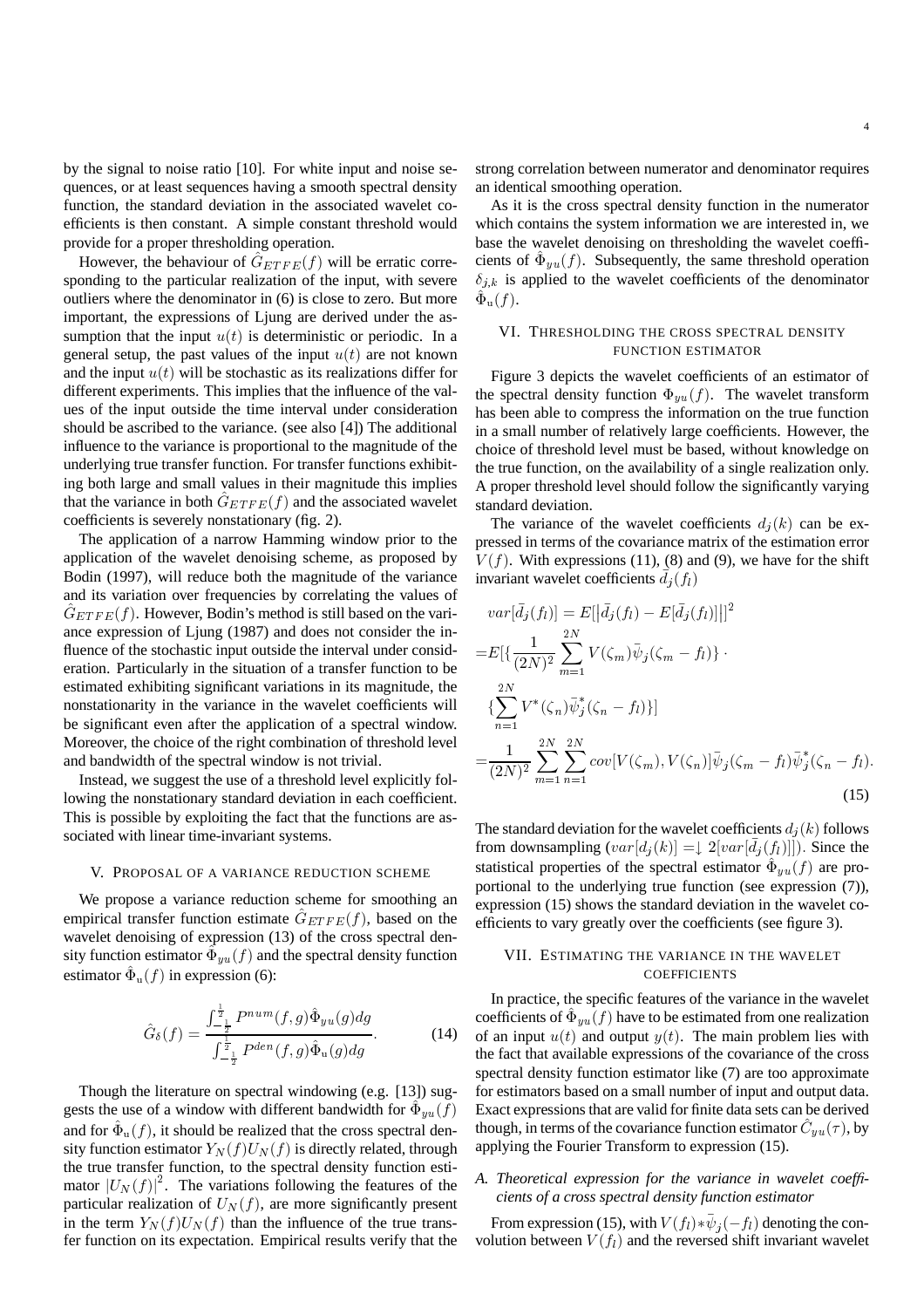by the signal to noise ratio [10]. For white input and noise sequences, or at least sequences having a smooth spectral density function, the standard deviation in the associated wavelet coefficients is then constant. A simple constant threshold would provide for a proper thresholding operation.

However, the behaviour of $\hat{G}_{ETFE}(f)$ will be erratic corresponding to the particular realization of the input, with severe outliers where the denominator in (6) is close to zero. But more important, the expressions of Ljung are derived under the assumption that the input $u(t)$ is deterministic or periodic. In a general setup, the past values of the input $u(t)$ are not known and the input $u(t)$ will be stochastic as its realizations differ for different experiments. This implies that the influence of the values of the input outside the time interval under consideration should be ascribed to the variance. (see also [4]) The additional influence to the variance is proportional to the magnitude of the underlying true transfer function. For transfer functions exhibiting both large and small values in their magnitude this implies that the variance in both $\hat{G}_{ETFE}(f)$ and the associated wavelet coefficients is severely nonstationary (fig. 2).

The application of a narrow Hamming window prior to the application of the wavelet denoising scheme, as proposed by Bodin (1997), will reduce both the magnitude of the variance and its variation over frequencies by correlating the values of $\hat{G}_{ETFE}(f)$. However, Bodin's method is still based on the variance expression of Ljung (1987) and does not consider the influence of the stochastic input outside the interval under consideration. Particularly in the situation of a transfer function to be estimated exhibiting significant variations in its magnitude, the nonstationarity in the variance in the wavelet coefficients will be significant even after the application of a spectral window. Moreover, the choice of the right combination of threshold level and bandwidth of the spectral window is not trivial.

Instead, we suggest the use of a threshold level explicitly following the nonstationary standard deviation in each coefficient. This is possible by exploiting the fact that the functions are associated with linear time-invariant systems.

## V. Proposal of a variance reduction scheme

We propose a variance reduction scheme for smoothing an empirical transfer function estimate $\hat{G}_{ETFE}(f)$, based on the wavelet denoising of expression (13) of the cross spectral density function estimator $\hat{\Phi}_{yu}(f)$ and the spectral density function estimator $\hat{\Phi}_{u}(f)$ in expression (6):

$$\hat{G}_{\delta}(f) = \frac{\int_{-\frac{1}{2}}^{\frac{1}{2}} P^{num}(f,g)\hat{\Phi}_{yu}(g)dg}{\int_{-\frac{1}{2}}^{\frac{1}{2}} P^{den}(f,g)\hat{\Phi}_{u}(g)dg}. \qquad (14)$$

Though the literature on spectral windowing (e.g. [13]) suggests the use of a window with different bandwidth for $\hat{\Phi}_{yu}(f)$ and for $\hat{\Phi}_{u}(f)$, it should be realized that the cross spectral density function estimator $Y_N(f)U_N(f)$ is directly related, through the true transfer function, to the spectral density function estimator $|U_N(f)|^2$. The variations following the features of the particular realization of $U_N(f)$, are more significantly present in the term $Y_N(f)U_N(f)$ than the influence of the true transfer function on its expectation. Empirical results verify that the strong correlation between numerator and denominator requires an identical smoothing operation.

As it is the cross spectral density function in the numerator which contains the system information we are interested in, we base the wavelet denoising on thresholding the wavelet coefficients of $\hat{\Phi}_{yu}(f)$. Subsequently, the same threshold operation $\delta_{j,k}$ is applied to the wavelet coefficients of the denominator $\hat{\Phi}_{u}(f)$.

## VI. Thresholding the cross spectral density function estimator

Figure 3 depicts the wavelet coefficients of an estimator of the spectral density function $\Phi_{yu}(f)$. The wavelet transform has been able to compress the information on the true function in a small number of relatively large coefficients. However, the choice of threshold level must be based, without knowledge on the true function, on the availability of a single realization only. A proper threshold level should follow the significantly varying standard deviation.

The variance of the wavelet coefficients $d_j(k)$ can be expressed in terms of the covariance matrix of the estimation error $V(f)$. With expressions (11), (8) and (9), we have for the shift invariant wavelet coefficients $\bar{d}_j(f_l)$

$$\begin{aligned}
&var[\bar{d}_j(f_l)] = E[|\bar{d}_j(f_l) - E[\bar{d}_j(f_l)]|]^2 \\
=&E[\{\frac{1}{(2N)^2}\sum_{m=1}^{2N} V(\zeta_m)\bar{\psi}_j(\zeta_m - f_l)\} \cdot \\
&\{\sum_{n=1}^{2N} V^*(\zeta_n)\bar{\psi}_j^*(\zeta_n - f_l)\}] \\
=&\frac{1}{(2N)^2}\sum_{m=1}^{2N}\sum_{n=1}^{2N} cov[V(\zeta_m), V(\zeta_n)]\bar{\psi}_j(\zeta_m - f_l)\bar{\psi}_j^*(\zeta_n - f_l).
\end{aligned} \qquad (15)$$

The standard deviation for the wavelet coefficients $d_j(k)$ follows from downsampling ($var[d_j(k)] =\downarrow 2[var[\bar{d}_j(f_l)]]$). Since the statistical properties of the spectral estimator $\hat{\Phi}_{yu}(f)$ are proportional to the underlying true function (see expression (7)), expression (15) shows the standard deviation in the wavelet coefficients to vary greatly over the coefficients (see figure 3).

## VII. Estimating the variance in the wavelet coefficients

In practice, the specific features of the variance in the wavelet coefficients of $\hat{\Phi}_{yu}(f)$ have to be estimated from one realization of an input $u(t)$ and output $y(t)$. The main problem lies with the fact that available expressions of the covariance of the cross spectral density function estimator like (7) are too approximate for estimators based on a small number of input and output data. Exact expressions that are valid for finite data sets can be derived though, in terms of the covariance function estimator $\hat{C}_{yu}(\tau)$, by applying the Fourier Transform to expression (15).

### A. Theoretical expression for the variance in wavelet coefficients of a cross spectral density function estimator

From expression (15), with $V(f_l) * \bar{\psi}_j(-f_l)$ denoting the convolution between $V(f_l)$ and the reversed shift invariant wavelet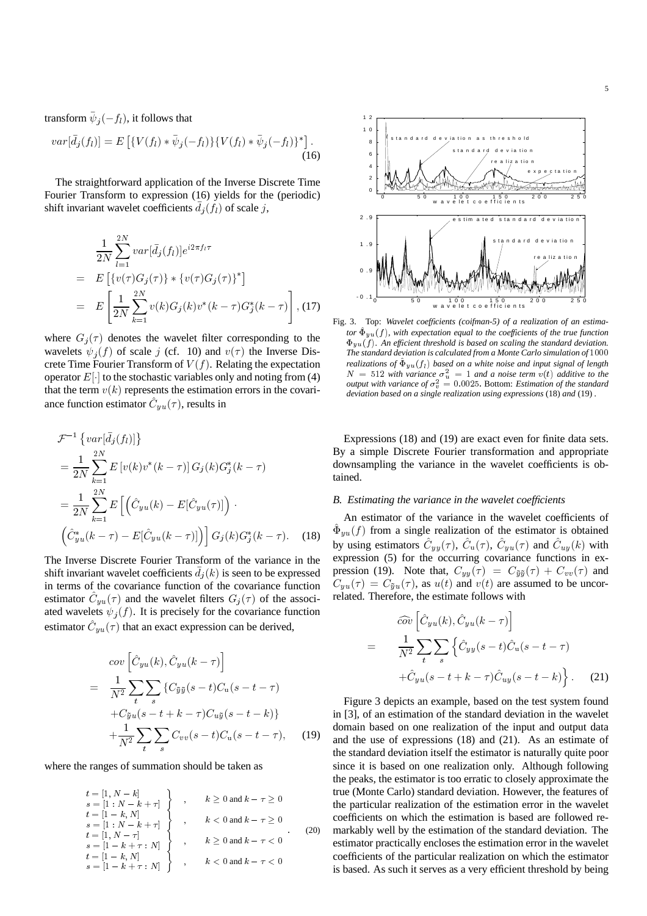transform $\bar{\psi}_j(-f_l)$, it follows that

$$var[\bar{d}_j(f_l)] = E\left[\{V(f_l) * \bar{\psi}_j(-f_l)\}\{V(f_l) * \bar{\psi}_j(-f_l)\}^*\right]. \quad (16)$$

The straightforward application of the Inverse Discrete Time Fourier Transform to expression (16) yields for the (periodic) shift invariant wavelet coefficients $\bar{d}_j(f_l)$ of scale $j$,

$$\begin{aligned}
&\frac{1}{2N}\sum_{l=1}^{2N} var[\bar{d}_j(f_l)]e^{i2\pi f_l \tau} \\
&= E\left[\{v(\tau)G_j(\tau)\} * \{v(\tau)G_j(\tau)\}^*\right] \\
&= E\left[\frac{1}{2N}\sum_{k=1}^{2N} v(k)G_j(k)v^*(k-\tau)G_j^*(k-\tau)\right], \quad (17)
\end{aligned}$$

where $G_j(\tau)$ denotes the wavelet filter corresponding to the wavelets $\psi_j(f)$ of scale $j$ (cf. 10) and $v(\tau)$ the Inverse Discrete Time Fourier Transform of $V(f)$. Relating the expectation operator $E[\cdot]$ to the stochastic variables only and noting from (4) that the term $v(k)$ represents the estimation errors in the covariance function estimator $\hat{C}_{yu}(\tau)$, results in

$$\begin{aligned}
&\mathcal{F}^{-1}\left\{var[\bar{d}_j(f_l)]\right\} \\
&= \frac{1}{2N}\sum_{k=1}^{2N} E\left[v(k)v^*(k-\tau)\right]G_j(k)G_j^*(k-\tau) \\
&= \frac{1}{2N}\sum_{k=1}^{2N} E\left[\left(\hat{C}_{yu}(k) - E[\hat{C}_{yu}(\tau)]\right)\cdot\right. \\
&\left.\left(\hat{C}_{yu}^*(k-\tau) - E[\hat{C}_{yu}(k-\tau)]\right)\right]G_j(k)G_j^*(k-\tau). \quad (18)
\end{aligned}$$

The Inverse Discrete Fourier Transform of the variance in the shift invariant wavelet coefficients $\bar{d}_j(k)$ is seen to be expressed in terms of the covariance function of the covariance function estimator $\hat{C}_{yu}(\tau)$ and the wavelet filters $G_j(\tau)$ of the associated wavelets $\psi_j(f)$. It is precisely for the covariance function estimator $\hat{C}_{yu}(\tau)$ that an exact expression can be derived,

$$\begin{aligned}
&cov\left[\hat{C}_{yu}(k), \hat{C}_{yu}(k-\tau)\right] \\
&= \frac{1}{N^2}\sum_t\sum_s \{C_{\tilde{y}\tilde{y}}(s-t)C_{\mathrm{u}}(s-t-\tau) \\
&\quad + C_{\tilde{y}u}(s-t+k-\tau)C_{u\tilde{y}}(s-t-k)\} \\
&\quad + \frac{1}{N^2}\sum_t\sum_s C_{vv}(s-t)C_{\mathrm{u}}(s-t-\tau), \quad (19)
\end{aligned}$$

where the ranges of summation should be taken as

$$\left.\begin{array}{ll}
\begin{array}{l} t = [1, N-k] \\ s = [1 : N-k+\tau] \end{array} \Big\} , & k \geq 0 \text{ and } k-\tau \geq 0 \\
\begin{array}{l} t = [1-k, N] \\ s = [1 : N-k+\tau] \end{array} \Big\} , & k < 0 \text{ and } k-\tau \geq 0 \\
\begin{array}{l} t = [1, N-\tau] \\ s = [1-k+\tau : N] \end{array} \Big\} , & k \geq 0 \text{ and } k-\tau < 0 \\
\begin{array}{l} t = [1-k, N] \\ s = [1-k+\tau : N] \end{array} \Big\} , & k < 0 \text{ and } k-\tau < 0
\end{array}\right. . \quad (20)$$

Fig. 3. Top: *Wavelet coefficients (coifman-5) of a realization of an estimator $\hat{\Phi}_{yu}(f)$, with expectation equal to the coefficients of the true function $\Phi_{yu}(f)$. An efficient threshold is based on scaling the standard deviation. The standard deviation is calculated from a Monte Carlo simulation of* $1000$ *realizations of $\hat{\Phi}_{yu}(f_l)$ based on a white noise and input signal of length $N = 512$ with variance $\sigma_u^2 = 1$ and a noise term $v(t)$ additive to the output with variance of $\sigma_v^2 = 0.0025$.* Bottom: *Estimation of the standard deviation based on a single realization using expressions* (18) *and* (19) .

Expressions (18) and (19) are exact even for finite data sets. By a simple Discrete Fourier transformation and appropriate downsampling the variance in the wavelet coefficients is obtained.

### *B. Estimating the variance in the wavelet coefficients*

An estimator of the variance in the wavelet coefficients of $\hat{\Phi}_{yu}(f)$ from a single realization of the estimator is obtained by using estimators $\hat{C}_{yy}(\tau)$, $\hat{C}_{\mathrm{u}}(\tau)$, $\hat{C}_{yu}(\tau)$ and $\hat{C}_{uy}(k)$ with expression (5) for the occurring covariance functions in expression (19). Note that, $C_{yy}(\tau) = C_{\tilde{y}\tilde{y}}(\tau) + C_{vv}(\tau)$ and $C_{yu}(\tau) = C_{\tilde{y}u}(\tau)$, as $u(t)$ and $v(t)$ are assumed to be uncorrelated. Therefore, the estimate follows with

$$\begin{aligned}
&\widehat{cov}\left[\hat{C}_{yu}(k), \hat{C}_{yu}(k-\tau)\right] \\
&= \frac{1}{N^2}\sum_t\sum_s \left\{\hat{C}_{yy}(s-t)\hat{C}_{\mathrm{u}}(s-t-\tau)\right. \\
&\quad \left. + \hat{C}_{yu}(s-t+k-\tau)\hat{C}_{uy}(s-t-k)\right\}. \quad (21)
\end{aligned}$$

Figure 3 depicts an example, based on the test system found in [3], of an estimation of the standard deviation in the wavelet domain based on one realization of the input and output data and the use of expressions (18) and (21). As an estimate of the standard deviation itself the estimator is naturally quite poor since it is based on one realization only. Although following the peaks, the estimator is too erratic to closely approximate the true (Monte Carlo) standard deviation. However, the features of the particular realization of the estimation error in the wavelet coefficients on which the estimation is based are followed remarkably well by the estimation of the standard deviation. The estimator practically encloses the estimation error in the wavelet coefficients of the particular realization on which the estimator is based. As such it serves as a very efficient threshold by being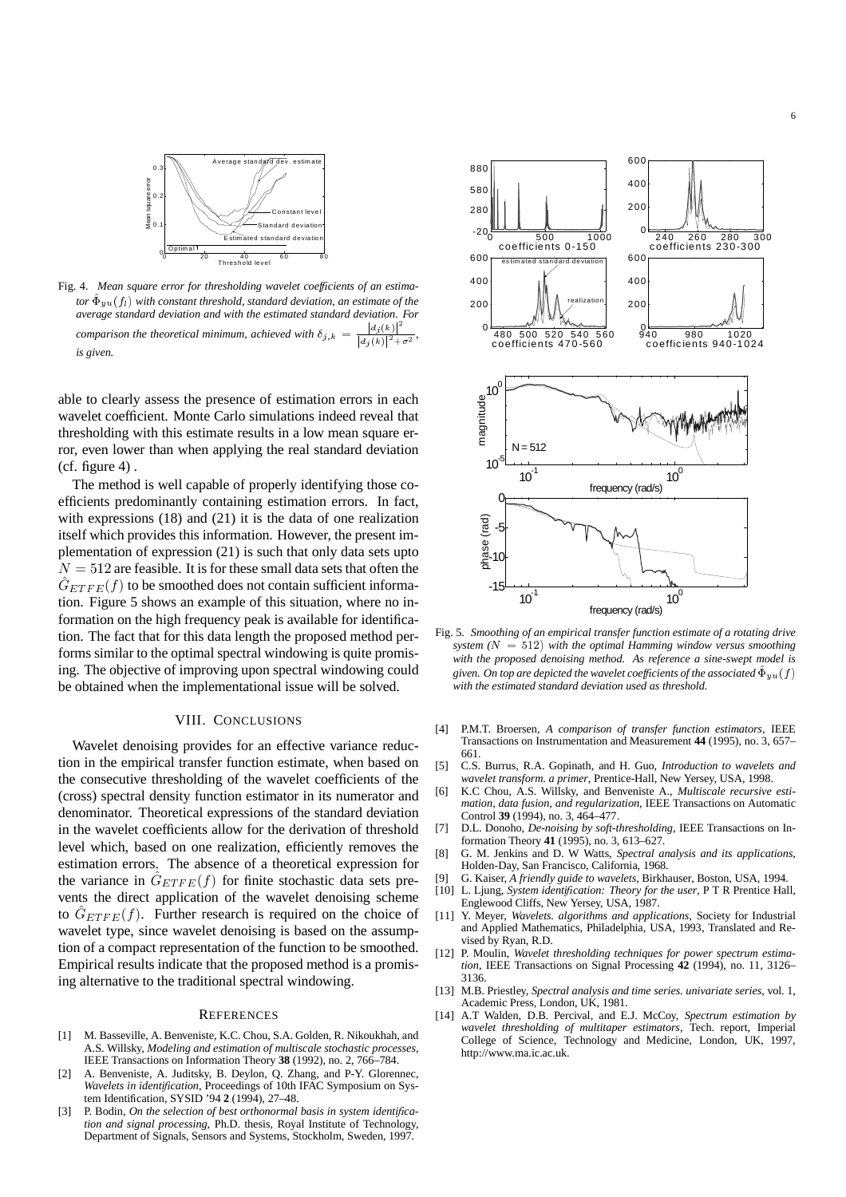Average standard dev. estimate

0.3

Mean square error

0.2

0.1

Constant level

Standard deviation

Estimated standard deviation

Optimal

0

0 20 40 60 80

Threshold level

Fig. 4. *Mean square error for thresholding wavelet coefficients of an estimator $\hat{\Phi}_{yu}(f_l)$ with constant threshold, standard deviation, an estimate of the average standard deviation and with the estimated standard deviation. For comparison the theoretical minimum, achieved with $\delta_{j,k} = \frac{|d_j(k)|^2}{|d_j(k)|^2+\sigma^2}$, is given.*

able to clearly assess the presence of estimation errors in each wavelet coefficient. Monte Carlo simulations indeed reveal that thresholding with this estimate results in a low mean square error, even lower than when applying the real standard deviation (cf. figure 4) .

The method is well capable of properly identifying those coefficients predominantly containing estimation errors. In fact, with expressions (18) and (21) it is the data of one realization itself which provides this information. However, the present implementation of expression (21) is such that only data sets upto $N = 512$ are feasible. It is for these small data sets that often the $\hat{G}_{ETFE}(f)$ to be smoothed does not contain sufficient information. Figure 5 shows an example of this situation, where no information on the high frequency peak is available for identification. The fact that for this data length the proposed method performs similar to the optimal spectral windowing is quite promising. The objective of improving upon spectral windowing could be obtained when the implementational issue will be solved.

880

580

280

-20

0 500 1000

coefficients 0-150

600

400

200

0

240 260 280 300

coefficients 230-300

600

estimated standard deviation

400

realization

200

0

480 500 520 540 560

coefficients 470-560

600

400

200

0

940 980 1020

coefficients 940-1024

magnitude

$10^0$

N = 512

$10^{-5}$

$10^{-1}$ $10^0$

frequency (rad/s)

phase (rad)

0

-5

-10

-15

$10^{-1}$ $10^0$

frequency (rad/s)

Fig. 5. *Smoothing of an empirical transfer function estimate of a rotating drive system ($N = 512$) with the optimal Hamming window versus smoothing with the proposed denoising method. As reference a sine-swept model is given. On top are depicted the wavelet coefficients of the associated $\hat{\Phi}_{yu}(f)$ with the estimated standard deviation used as threshold.*

## VIII. Conclusions

Wavelet denoising provides for an effective variance reduction in the empirical transfer function estimate, when based on the consecutive thresholding of the wavelet coefficients of the (cross) spectral density function estimator in its numerator and denominator. Theoretical expressions of the standard deviation in the wavelet coefficients allow for the derivation of threshold level which, based on one realization, efficiently removes the estimation errors. The absence of a theoretical expression for the variance in $\hat{G}_{ETFE}(f)$ for finite stochastic data sets prevents the direct application of the wavelet denoising scheme to $\hat{G}_{ETFE}(f)$. Further research is required on the choice of wavelet type, since wavelet denoising is based on the assumption of a compact representation of the function to be smoothed. Empirical results indicate that the proposed method is a promising alternative to the traditional spectral windowing.

## References

[1] M. Basseville, A. Benveniste, K.C. Chou, S.A. Golden, R. Nikoukhah, and A.S. Willsky, *Modeling and estimation of multiscale stochastic processes*, IEEE Transactions on Information Theory **38** (1992), no. 2, 766–784.

[2] A. Benveniste, A. Juditsky, B. Deylon, Q. Zhang, and P-Y. Glorennec, *Wavelets in identification*, Proceedings of 10th IFAC Symposium on System Identification, SYSID '94 **2** (1994), 27–48.

[3] P. Bodin, *On the selection of best orthonormal basis in system identification and signal processing*, Ph.D. thesis, Royal Institute of Technology, Department of Signals, Sensors and Systems, Stockholm, Sweden, 1997.

[4] P.M.T. Broersen, *A comparison of transfer function estimators*, IEEE Transactions on Instrumentation and Measurement **44** (1995), no. 3, 657–661.

[5] C.S. Burrus, R.A. Gopinath, and H. Guo, *Introduction to wavelets and wavelet transform. a primer*, Prentice-Hall, New Yersey, USA, 1998.

[6] K.C Chou, A.S. Willsky, and Benveniste A., *Multiscale recursive estimation, data fusion, and regularization*, IEEE Transactions on Automatic Control **39** (1994), no. 3, 464–477.

[7] D.L. Donoho, *De-noising by soft-thresholding*, IEEE Transactions on Information Theory **41** (1995), no. 3, 613–627.

[8] G. M. Jenkins and D. W Watts, *Spectral analysis and its applications*, Holden-Day, San Francisco, California, 1968.

[9] G. Kaiser, *A friendly guide to wavelets*, Birkhauser, Boston, USA, 1994.

[10] L. Ljung, *System identification: Theory for the user*, P T R Prentice Hall, Englewood Cliffs, New Yersey, USA, 1987.

[11] Y. Meyer, *Wavelets. algorithms and applications*, Society for Industrial and Applied Mathematics, Philadelphia, USA, 1993, Translated and Revised by Ryan, R.D.

[12] P. Moulin, *Wavelet thresholding techniques for power spectrum estimation*, IEEE Transactions on Signal Processing **42** (1994), no. 11, 3126–3136.

[13] M.B. Priestley, *Spectral analysis and time series. univariate series*, vol. 1, Academic Press, London, UK, 1981.

[14] A.T Walden, D.B. Percival, and E.J. McCoy, *Spectrum estimation by wavelet thresholding of multitaper estimators*, Tech. report, Imperial College of Science, Technology and Medicine, London, UK, 1997, http://www.ma.ic.ac.uk.